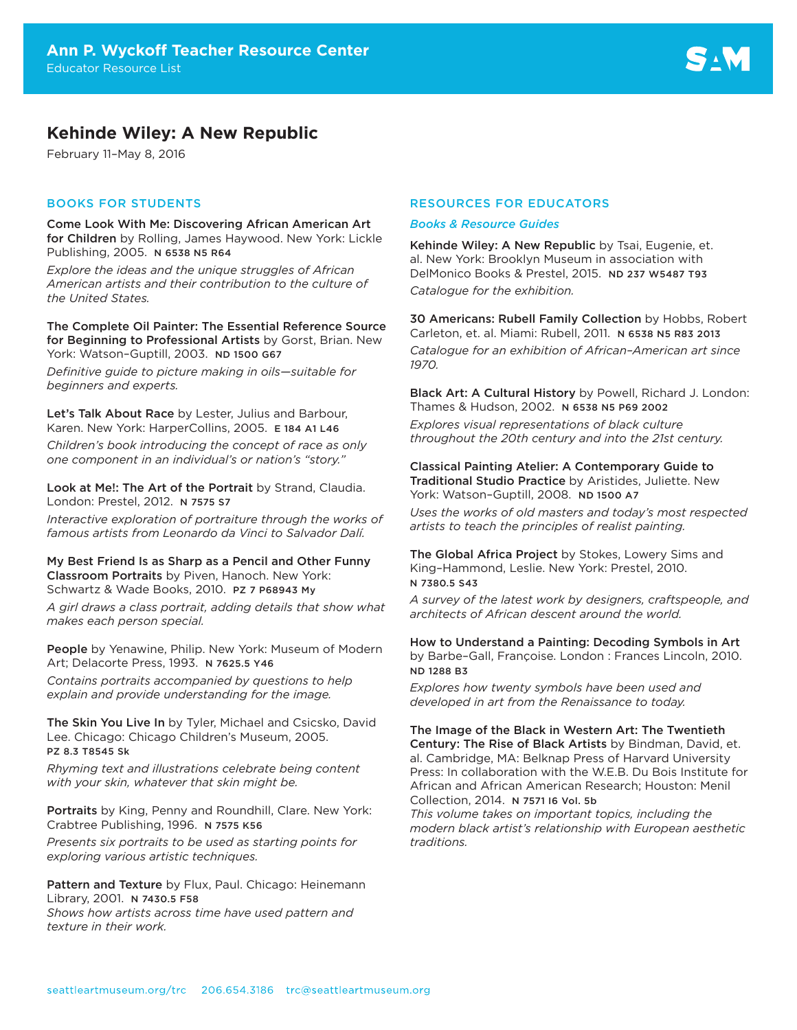**Ann P. Wyckoff Teacher Resource Center**
Educator Resource List

# Kehinde Wiley: A New Republic

February 11–May 8, 2016

## BOOKS FOR STUDENTS

**Come Look With Me: Discovering African American Art for Children** by Rolling, James Haywood. New York: Lickle Publishing, 2005. N 6538 N5 R64

*Explore the ideas and the unique struggles of African American artists and their contribution to the culture of the United States.*

**The Complete Oil Painter: The Essential Reference Source for Beginning to Professional Artists** by Gorst, Brian. New York: Watson–Guptill, 2003. ND 1500 G67

*Definitive guide to picture making in oils—suitable for beginners and experts.*

**Let's Talk About Race** by Lester, Julius and Barbour, Karen. New York: HarperCollins, 2005. E 184 A1 L46

*Children's book introducing the concept of race as only one component in an individual's or nation's "story."*

**Look at Me!: The Art of the Portrait** by Strand, Claudia. London: Prestel, 2012. N 7575 S7

*Interactive exploration of portraiture through the works of famous artists from Leonardo da Vinci to Salvador Dalí.*

**My Best Friend Is as Sharp as a Pencil and Other Funny Classroom Portraits** by Piven, Hanoch. New York: Schwartz & Wade Books, 2010. PZ 7 P68943 My

*A girl draws a class portrait, adding details that show what makes each person special.*

**People** by Yenawine, Philip. New York: Museum of Modern Art; Delacorte Press, 1993. N 7625.5 Y46

*Contains portraits accompanied by questions to help explain and provide understanding for the image.*

**The Skin You Live In** by Tyler, Michael and Csicsko, David Lee. Chicago: Chicago Children's Museum, 2005. PZ 8.3 T8545 Sk

*Rhyming text and illustrations celebrate being content with your skin, whatever that skin might be.*

**Portraits** by King, Penny and Roundhill, Clare. New York: Crabtree Publishing, 1996. N 7575 K56

*Presents six portraits to be used as starting points for exploring various artistic techniques.*

**Pattern and Texture** by Flux, Paul. Chicago: Heinemann Library, 2001. N 7430.5 F58

*Shows how artists across time have used pattern and texture in their work.*

## RESOURCES FOR EDUCATORS

### *Books & Resource Guides*

**Kehinde Wiley: A New Republic** by Tsai, Eugenie, et. al. New York: Brooklyn Museum in association with DelMonico Books & Prestel, 2015. ND 237 W5487 T93

*Catalogue for the exhibition.*

**30 Americans: Rubell Family Collection** by Hobbs, Robert Carleton, et. al. Miami: Rubell, 2011. N 6538 N5 R83 2013

*Catalogue for an exhibition of African–American art since 1970.*

**Black Art: A Cultural History** by Powell, Richard J. London: Thames & Hudson, 2002. N 6538 N5 P69 2002

*Explores visual representations of black culture throughout the 20th century and into the 21st century.*

**Classical Painting Atelier: A Contemporary Guide to Traditional Studio Practice** by Aristides, Juliette. New York: Watson–Guptill, 2008. ND 1500 A7

*Uses the works of old masters and today's most respected artists to teach the principles of realist painting.*

**The Global Africa Project** by Stokes, Lowery Sims and King–Hammond, Leslie. New York: Prestel, 2010. N 7380.5 S43

*A survey of the latest work by designers, craftspeople, and architects of African descent around the world.*

**How to Understand a Painting: Decoding Symbols in Art** by Barbe–Gall, Françoise. London : Frances Lincoln, 2010. ND 1288 B3

*Explores how twenty symbols have been used and developed in art from the Renaissance to today.*

**The Image of the Black in Western Art: The Twentieth Century: The Rise of Black Artists** by Bindman, David, et. al. Cambridge, MA: Belknap Press of Harvard University Press: In collaboration with the W.E.B. Du Bois Institute for African and African American Research; Houston: Menil Collection, 2014. N 7571 I6 Vol. 5b

*This volume takes on important topics, including the modern black artist's relationship with European aesthetic traditions.*

seattleartmuseum.org/trc 206.654.3186 trc@seattleartmuseum.org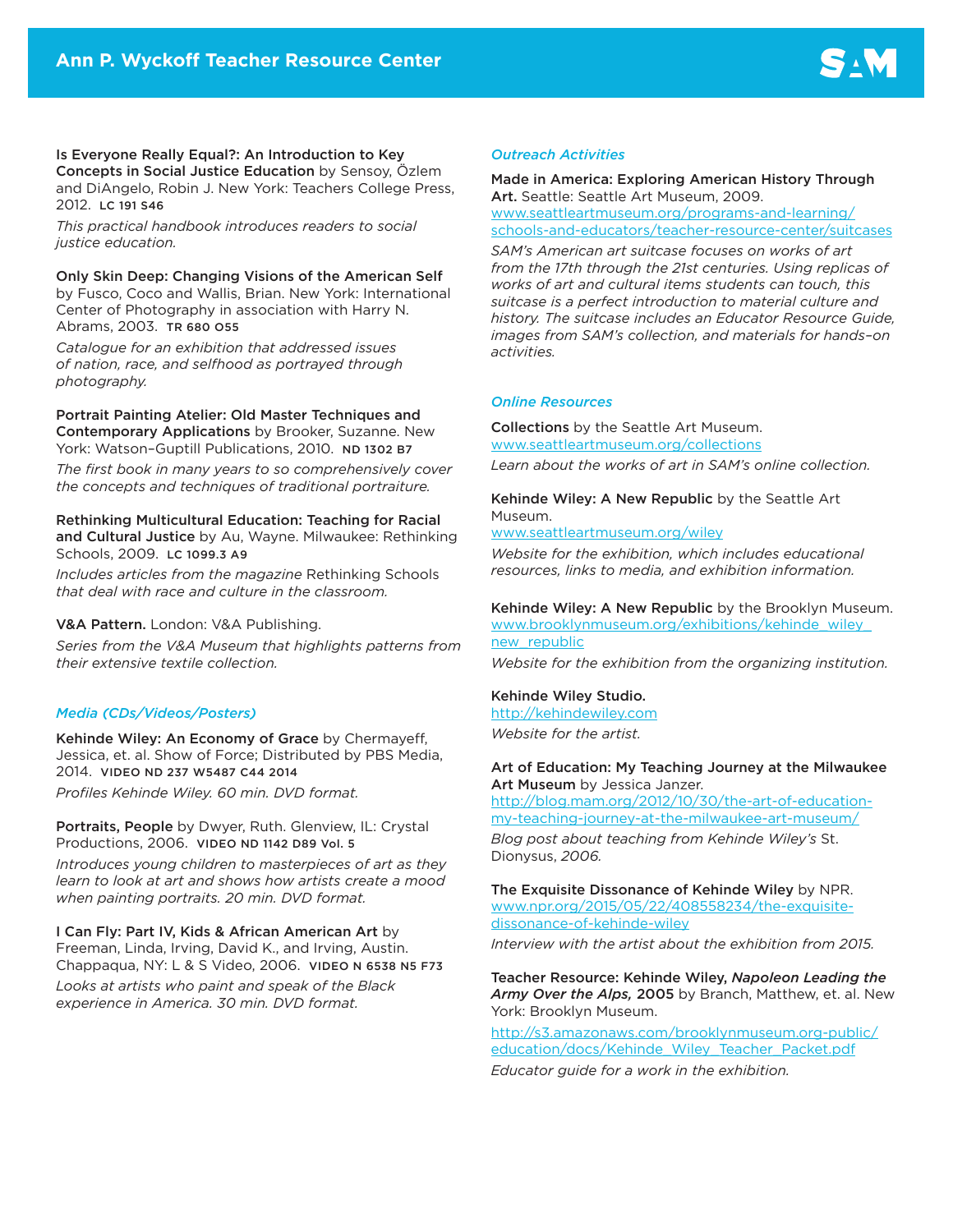**Is Everyone Really Equal?: An Introduction to Key Concepts in Social Justice Education** by Sensoy, Özlem and DiAngelo, Robin J. New York: Teachers College Press, 2012. LC 191 S46

*This practical handbook introduces readers to social justice education.*

**Only Skin Deep: Changing Visions of the American Self** by Fusco, Coco and Wallis, Brian. New York: International Center of Photography in association with Harry N. Abrams, 2003. TR 680 O55

*Catalogue for an exhibition that addressed issues of nation, race, and selfhood as portrayed through photography.*

**Portrait Painting Atelier: Old Master Techniques and Contemporary Applications** by Brooker, Suzanne. New York: Watson–Guptill Publications, 2010. ND 1302 B7

*The first book in many years to so comprehensively cover the concepts and techniques of traditional portraiture.*

**Rethinking Multicultural Education: Teaching for Racial and Cultural Justice** by Au, Wayne. Milwaukee: Rethinking Schools, 2009. LC 1099.3 A9

*Includes articles from the magazine* Rethinking Schools *that deal with race and culture in the classroom.*

**V&A Pattern.** London: V&A Publishing.

*Series from the V&A Museum that highlights patterns from their extensive textile collection.*

### *Media (CDs/Videos/Posters)*

**Kehinde Wiley: An Economy of Grace** by Chermayeff, Jessica, et. al. Show of Force; Distributed by PBS Media, 2014. VIDEO ND 237 W5487 C44 2014

*Profiles Kehinde Wiley. 60 min. DVD format.*

**Portraits, People** by Dwyer, Ruth. Glenview, IL: Crystal Productions, 2006. VIDEO ND 1142 D89 Vol. 5

*Introduces young children to masterpieces of art as they learn to look at art and shows how artists create a mood when painting portraits. 20 min. DVD format.*

**I Can Fly: Part IV, Kids & African American Art** by Freeman, Linda, Irving, David K., and Irving, Austin. Chappaqua, NY: L & S Video, 2006. VIDEO N 6538 N5 F73

*Looks at artists who paint and speak of the Black experience in America. 30 min. DVD format.*

### *Outreach Activities*

**Made in America: Exploring American History Through Art.** Seattle: Seattle Art Museum, 2009.
www.seattleartmuseum.org/programs-and-learning/schools-and-educators/teacher-resource-center/suitcases

*SAM's American art suitcase focuses on works of art from the 17th through the 21st centuries. Using replicas of works of art and cultural items students can touch, this suitcase is a perfect introduction to material culture and history. The suitcase includes an Educator Resource Guide, images from SAM's collection, and materials for hands–on activities.*

### *Online Resources*

**Collections** by the Seattle Art Museum.
www.seattleartmuseum.org/collections

*Learn about the works of art in SAM's online collection.*

**Kehinde Wiley: A New Republic** by the Seattle Art Museum.
www.seattleartmuseum.org/wiley

*Website for the exhibition, which includes educational resources, links to media, and exhibition information.*

**Kehinde Wiley: A New Republic** by the Brooklyn Museum.
www.brooklynmuseum.org/exhibitions/kehinde_wiley_new_republic

*Website for the exhibition from the organizing institution.*

**Kehinde Wiley Studio.**
http://kehindewiley.com

*Website for the artist.*

**Art of Education: My Teaching Journey at the Milwaukee Art Museum** by Jessica Janzer.
http://blog.mam.org/2012/10/30/the-art-of-education-my-teaching-journey-at-the-milwaukee-art-museum/

*Blog post about teaching from Kehinde Wiley's* St. Dionysus, *2006.*

**The Exquisite Dissonance of Kehinde Wiley** by NPR.
www.npr.org/2015/05/22/408558234/the-exquisite-dissonance-of-kehinde-wiley

*Interview with the artist about the exhibition from 2015.*

**Teacher Resource: Kehinde Wiley, *Napoleon Leading the Army Over the Alps,* 2005** by Branch, Matthew, et. al. New York: Brooklyn Museum.

http://s3.amazonaws.com/brooklynmuseum.org-public/education/docs/Kehinde_Wiley_Teacher_Packet.pdf

*Educator guide for a work in the exhibition.*